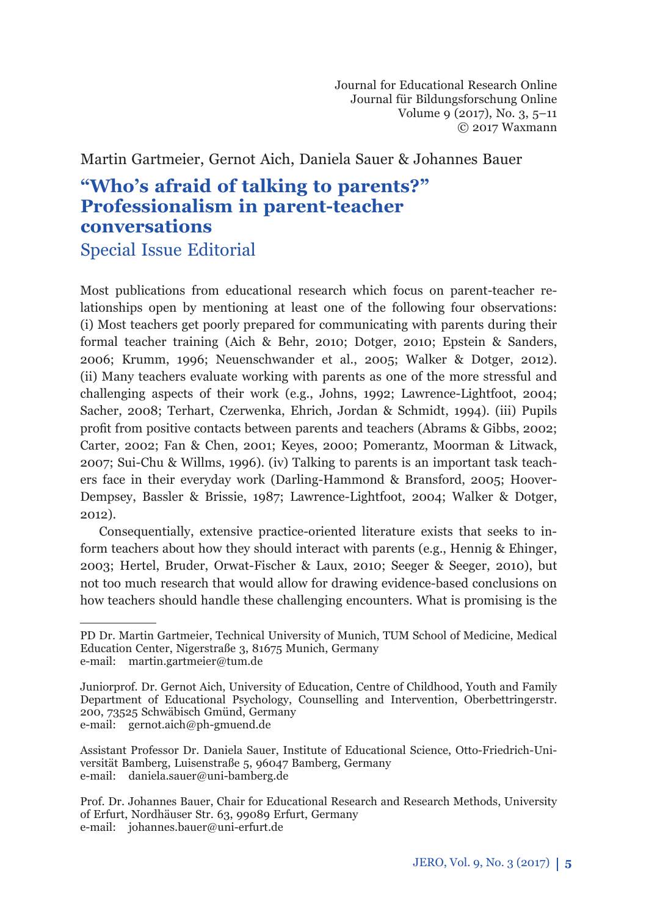Journal for Educational Research Online
Journal für Bildungsforschung Online
Volume 9 (2017), No. 3, 5–11
© 2017 Waxmann

Martin Gartmeier, Gernot Aich, Daniela Sauer & Johannes Bauer

# "Who's afraid of talking to parents?" Professionalism in parent-teacher conversations

## Special Issue Editorial

Most publications from educational research which focus on parent-teacher relationships open by mentioning at least one of the following four observations: (i) Most teachers get poorly prepared for communicating with parents during their formal teacher training (Aich & Behr, 2010; Dotger, 2010; Epstein & Sanders, 2006; Krumm, 1996; Neuenschwander et al., 2005; Walker & Dotger, 2012). (ii) Many teachers evaluate working with parents as one of the more stressful and challenging aspects of their work (e.g., Johns, 1992; Lawrence-Lightfoot, 2004; Sacher, 2008; Terhart, Czerwenka, Ehrich, Jordan & Schmidt, 1994). (iii) Pupils profit from positive contacts between parents and teachers (Abrams & Gibbs, 2002; Carter, 2002; Fan & Chen, 2001; Keyes, 2000; Pomerantz, Moorman & Litwack, 2007; Sui-Chu & Willms, 1996). (iv) Talking to parents is an important task teachers face in their everyday work (Darling-Hammond & Bransford, 2005; Hoover-Dempsey, Bassler & Brissie, 1987; Lawrence-Lightfoot, 2004; Walker & Dotger, 2012).

Consequentially, extensive practice-oriented literature exists that seeks to inform teachers about how they should interact with parents (e.g., Hennig & Ehinger, 2003; Hertel, Bruder, Orwat-Fischer & Laux, 2010; Seeger & Seeger, 2010), but not too much research that would allow for drawing evidence-based conclusions on how teachers should handle these challenging encounters. What is promising is the

---

PD Dr. Martin Gartmeier, Technical University of Munich, TUM School of Medicine, Medical Education Center, Nigerstraße 3, 81675 Munich, Germany
e-mail: martin.gartmeier@tum.de

Juniorprof. Dr. Gernot Aich, University of Education, Centre of Childhood, Youth and Family Department of Educational Psychology, Counselling and Intervention, Oberbettringerstr. 200, 73525 Schwäbisch Gmünd, Germany
e-mail: gernot.aich@ph-gmuend.de

Assistant Professor Dr. Daniela Sauer, Institute of Educational Science, Otto-Friedrich-Universität Bamberg, Luisenstraße 5, 96047 Bamberg, Germany
e-mail: daniela.sauer@uni-bamberg.de

Prof. Dr. Johannes Bauer, Chair for Educational Research and Research Methods, University of Erfurt, Nordhäuser Str. 63, 99089 Erfurt, Germany
e-mail: johannes.bauer@uni-erfurt.de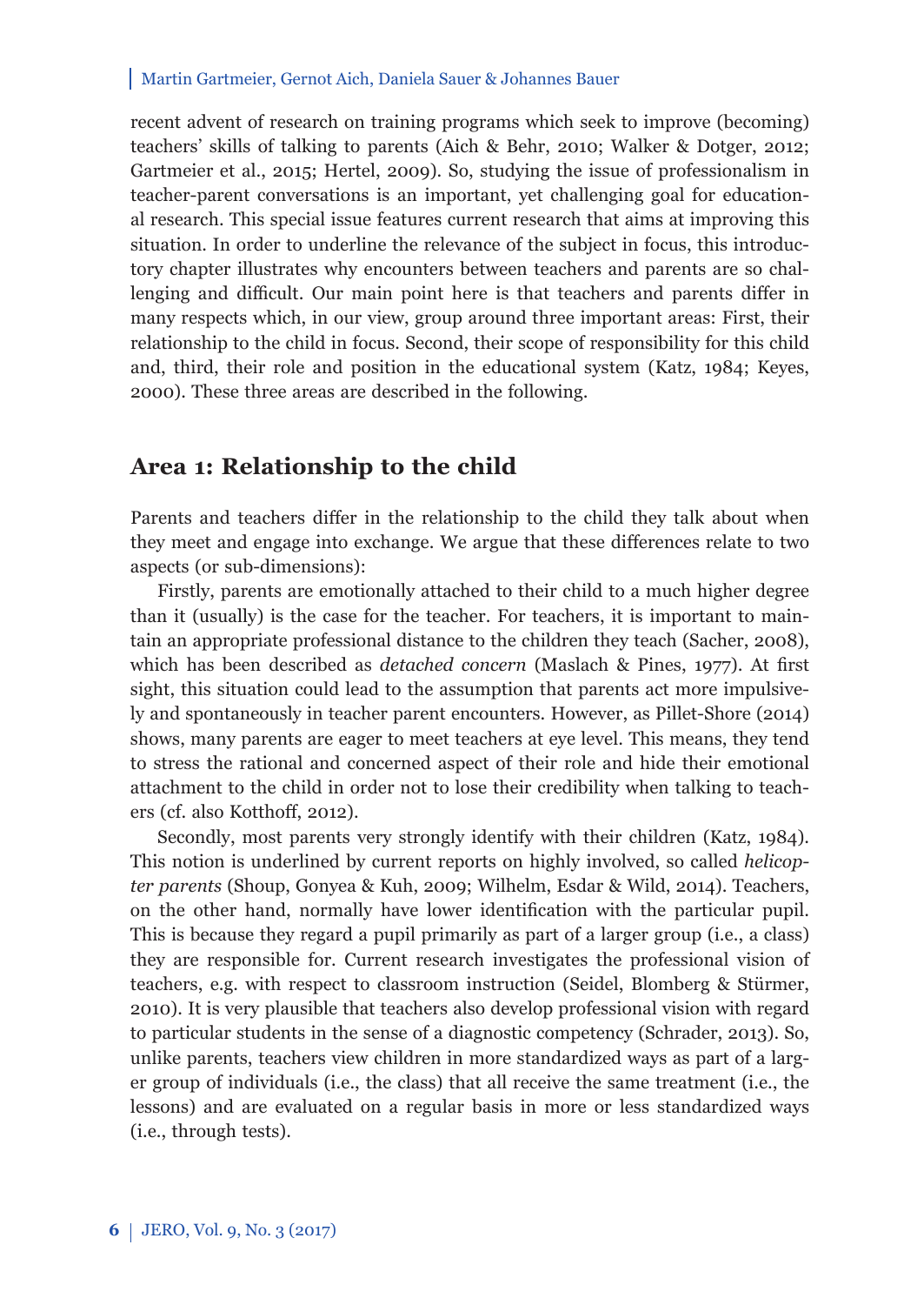recent advent of research on training programs which seek to improve (becoming) teachers' skills of talking to parents (Aich & Behr, 2010; Walker & Dotger, 2012; Gartmeier et al., 2015; Hertel, 2009). So, studying the issue of professionalism in teacher-parent conversations is an important, yet challenging goal for educational research. This special issue features current research that aims at improving this situation. In order to underline the relevance of the subject in focus, this introductory chapter illustrates why encounters between teachers and parents are so challenging and difficult. Our main point here is that teachers and parents differ in many respects which, in our view, group around three important areas: First, their relationship to the child in focus. Second, their scope of responsibility for this child and, third, their role and position in the educational system (Katz, 1984; Keyes, 2000). These three areas are described in the following.

## Area 1: Relationship to the child

Parents and teachers differ in the relationship to the child they talk about when they meet and engage into exchange. We argue that these differences relate to two aspects (or sub-dimensions):

Firstly, parents are emotionally attached to their child to a much higher degree than it (usually) is the case for the teacher. For teachers, it is important to maintain an appropriate professional distance to the children they teach (Sacher, 2008), which has been described as *detached concern* (Maslach & Pines, 1977). At first sight, this situation could lead to the assumption that parents act more impulsively and spontaneously in teacher parent encounters. However, as Pillet-Shore (2014) shows, many parents are eager to meet teachers at eye level. This means, they tend to stress the rational and concerned aspect of their role and hide their emotional attachment to the child in order not to lose their credibility when talking to teachers (cf. also Kotthoff, 2012).

Secondly, most parents very strongly identify with their children (Katz, 1984). This notion is underlined by current reports on highly involved, so called *helicopter parents* (Shoup, Gonyea & Kuh, 2009; Wilhelm, Esdar & Wild, 2014). Teachers, on the other hand, normally have lower identification with the particular pupil. This is because they regard a pupil primarily as part of a larger group (i.e., a class) they are responsible for. Current research investigates the professional vision of teachers, e.g. with respect to classroom instruction (Seidel, Blomberg & Stürmer, 2010). It is very plausible that teachers also develop professional vision with regard to particular students in the sense of a diagnostic competency (Schrader, 2013). So, unlike parents, teachers view children in more standardized ways as part of a larger group of individuals (i.e., the class) that all receive the same treatment (i.e., the lessons) and are evaluated on a regular basis in more or less standardized ways (i.e., through tests).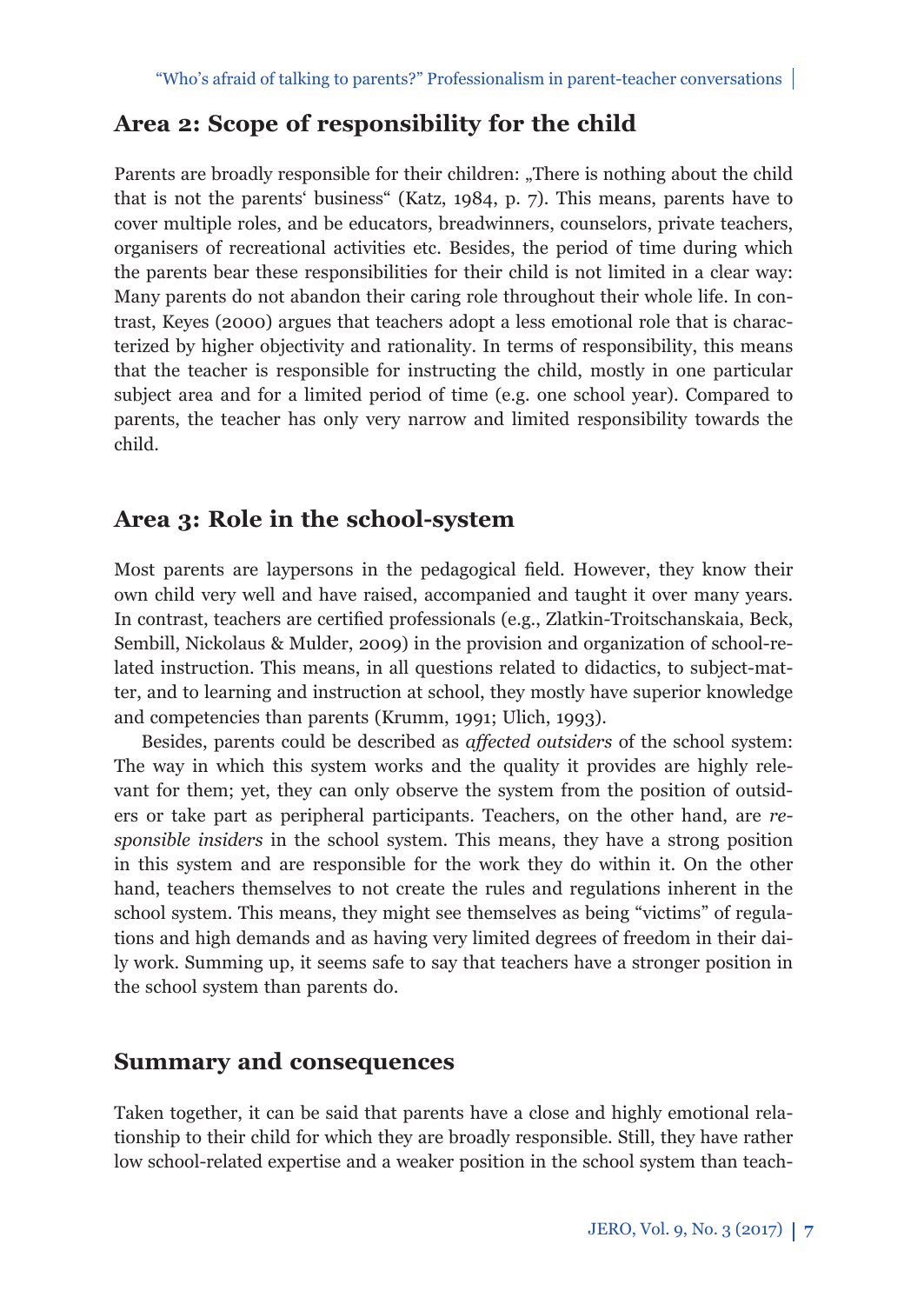## Area 2: Scope of responsibility for the child

Parents are broadly responsible for their children: „There is nothing about the child that is not the parents' business" (Katz, 1984, p. 7). This means, parents have to cover multiple roles, and be educators, breadwinners, counselors, private teachers, organisers of recreational activities etc. Besides, the period of time during which the parents bear these responsibilities for their child is not limited in a clear way: Many parents do not abandon their caring role throughout their whole life. In contrast, Keyes (2000) argues that teachers adopt a less emotional role that is characterized by higher objectivity and rationality. In terms of responsibility, this means that the teacher is responsible for instructing the child, mostly in one particular subject area and for a limited period of time (e.g. one school year). Compared to parents, the teacher has only very narrow and limited responsibility towards the child.

## Area 3: Role in the school-system

Most parents are laypersons in the pedagogical field. However, they know their own child very well and have raised, accompanied and taught it over many years. In contrast, teachers are certified professionals (e.g., Zlatkin-Troitschanskaia, Beck, Sembill, Nickolaus & Mulder, 2009) in the provision and organization of school-related instruction. This means, in all questions related to didactics, to subject-matter, and to learning and instruction at school, they mostly have superior knowledge and competencies than parents (Krumm, 1991; Ulich, 1993).

Besides, parents could be described as *affected outsiders* of the school system: The way in which this system works and the quality it provides are highly relevant for them; yet, they can only observe the system from the position of outsiders or take part as peripheral participants. Teachers, on the other hand, are *responsible insiders* in the school system. This means, they have a strong position in this system and are responsible for the work they do within it. On the other hand, teachers themselves to not create the rules and regulations inherent in the school system. This means, they might see themselves as being "victims" of regulations and high demands and as having very limited degrees of freedom in their daily work. Summing up, it seems safe to say that teachers have a stronger position in the school system than parents do.

## Summary and consequences

Taken together, it can be said that parents have a close and highly emotional relationship to their child for which they are broadly responsible. Still, they have rather low school-related expertise and a weaker position in the school system than teach-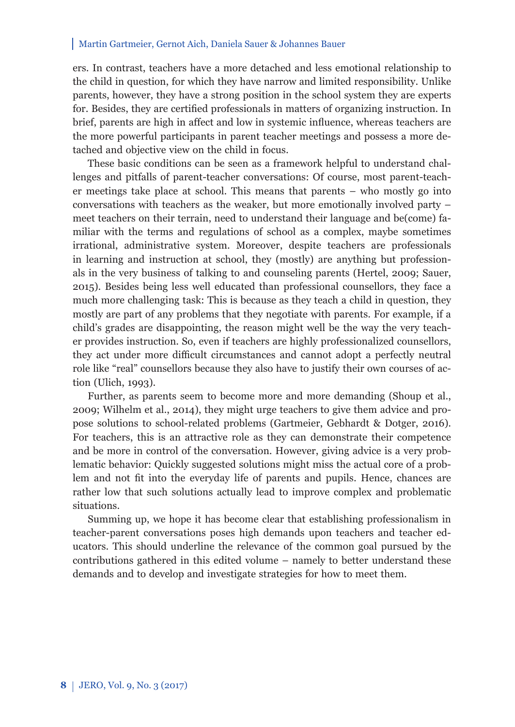ers. In contrast, teachers have a more detached and less emotional relationship to the child in question, for which they have narrow and limited responsibility. Unlike parents, however, they have a strong position in the school system they are experts for. Besides, they are certified professionals in matters of organizing instruction. In brief, parents are high in affect and low in systemic influence, whereas teachers are the more powerful participants in parent teacher meetings and possess a more detached and objective view on the child in focus.

These basic conditions can be seen as a framework helpful to understand challenges and pitfalls of parent-teacher conversations: Of course, most parent-teacher meetings take place at school. This means that parents – who mostly go into conversations with teachers as the weaker, but more emotionally involved party – meet teachers on their terrain, need to understand their language and be(come) familiar with the terms and regulations of school as a complex, maybe sometimes irrational, administrative system. Moreover, despite teachers are professionals in learning and instruction at school, they (mostly) are anything but professionals in the very business of talking to and counseling parents (Hertel, 2009; Sauer, 2015). Besides being less well educated than professional counsellors, they face a much more challenging task: This is because as they teach a child in question, they mostly are part of any problems that they negotiate with parents. For example, if a child's grades are disappointing, the reason might well be the way the very teacher provides instruction. So, even if teachers are highly professionalized counsellors, they act under more difficult circumstances and cannot adopt a perfectly neutral role like "real" counsellors because they also have to justify their own courses of action (Ulich, 1993).

Further, as parents seem to become more and more demanding (Shoup et al., 2009; Wilhelm et al., 2014), they might urge teachers to give them advice and propose solutions to school-related problems (Gartmeier, Gebhardt & Dotger, 2016). For teachers, this is an attractive role as they can demonstrate their competence and be more in control of the conversation. However, giving advice is a very problematic behavior: Quickly suggested solutions might miss the actual core of a problem and not fit into the everyday life of parents and pupils. Hence, chances are rather low that such solutions actually lead to improve complex and problematic situations.

Summing up, we hope it has become clear that establishing professionalism in teacher-parent conversations poses high demands upon teachers and teacher educators. This should underline the relevance of the common goal pursued by the contributions gathered in this edited volume – namely to better understand these demands and to develop and investigate strategies for how to meet them.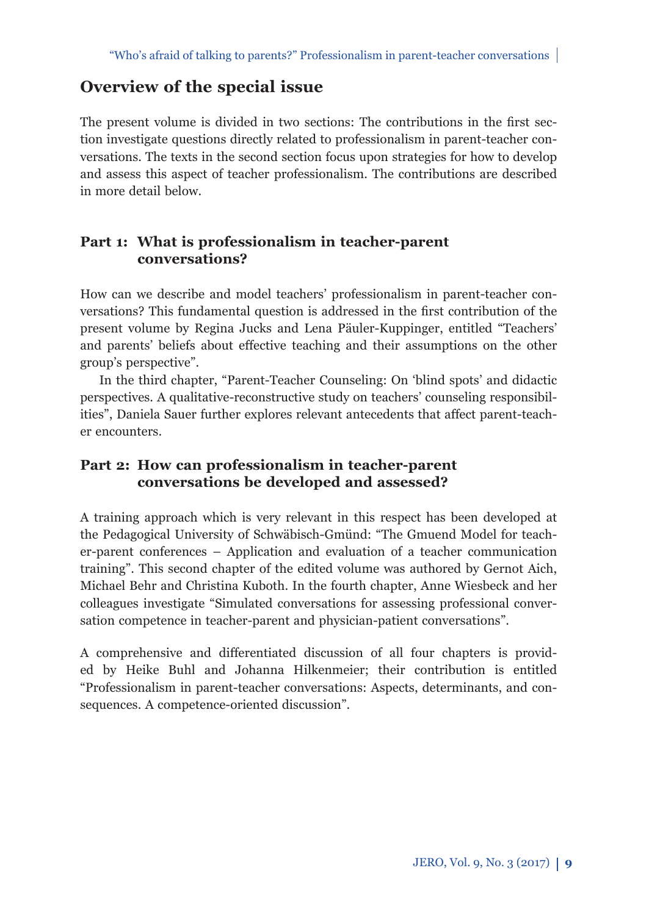## Overview of the special issue

The present volume is divided in two sections: The contributions in the first section investigate questions directly related to professionalism in parent-teacher conversations. The texts in the second section focus upon strategies for how to develop and assess this aspect of teacher professionalism. The contributions are described in more detail below.

### Part 1: What is professionalism in teacher-parent conversations?

How can we describe and model teachers' professionalism in parent-teacher conversations? This fundamental question is addressed in the first contribution of the present volume by Regina Jucks and Lena Päuler-Kuppinger, entitled "Teachers' and parents' beliefs about effective teaching and their assumptions on the other group's perspective".

In the third chapter, "Parent-Teacher Counseling: On 'blind spots' and didactic perspectives. A qualitative-reconstructive study on teachers' counseling responsibilities", Daniela Sauer further explores relevant antecedents that affect parent-teacher encounters.

### Part 2: How can professionalism in teacher-parent conversations be developed and assessed?

A training approach which is very relevant in this respect has been developed at the Pedagogical University of Schwäbisch-Gmünd: "The Gmuend Model for teacher-parent conferences – Application and evaluation of a teacher communication training". This second chapter of the edited volume was authored by Gernot Aich, Michael Behr and Christina Kuboth. In the fourth chapter, Anne Wiesbeck and her colleagues investigate "Simulated conversations for assessing professional conversation competence in teacher-parent and physician-patient conversations".

A comprehensive and differentiated discussion of all four chapters is provided by Heike Buhl and Johanna Hilkenmeier; their contribution is entitled "Professionalism in parent-teacher conversations: Aspects, determinants, and consequences. A competence-oriented discussion".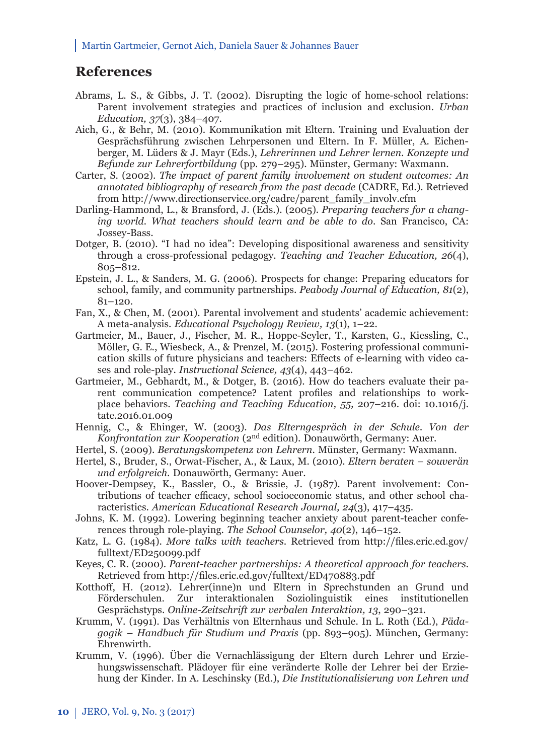## References

Abrams, L. S., & Gibbs, J. T. (2002). Disrupting the logic of home-school relations: Parent involvement strategies and practices of inclusion and exclusion. *Urban Education, 37*(3), 384–407.

Aich, G., & Behr, M. (2010). Kommunikation mit Eltern. Training und Evaluation der Gesprächsführung zwischen Lehrpersonen und Eltern. In F. Müller, A. Eichenberger, M. Lüders & J. Mayr (Eds.), *Lehrerinnen und Lehrer lernen. Konzepte und Befunde zur Lehrerfortbildung* (pp. 279–295). Münster, Germany: Waxmann.

Carter, S. (2002). *The impact of parent family involvement on student outcomes: An annotated bibliography of research from the past decade* (CADRE, Ed.). Retrieved from http://www.directionservice.org/cadre/parent_family_involv.cfm

Darling-Hammond, L., & Bransford, J. (Eds.). (2005). *Preparing teachers for a changing world. What teachers should learn and be able to do*. San Francisco, CA: Jossey-Bass.

Dotger, B. (2010). "I had no idea": Developing dispositional awareness and sensitivity through a cross-professional pedagogy. *Teaching and Teacher Education, 26*(4), 805–812.

Epstein, J. L., & Sanders, M. G. (2006). Prospects for change: Preparing educators for school, family, and community partnerships. *Peabody Journal of Education, 81*(2), 81–120.

Fan, X., & Chen, M. (2001). Parental involvement and students' academic achievement: A meta-analysis. *Educational Psychology Review, 13*(1), 1–22.

Gartmeier, M., Bauer, J., Fischer, M. R., Hoppe-Seyler, T., Karsten, G., Kiessling, C., Möller, G. E., Wiesbeck, A., & Prenzel, M. (2015). Fostering professional communication skills of future physicians and teachers: Effects of e-learning with video cases and role-play. *Instructional Science, 43*(4), 443–462.

Gartmeier, M., Gebhardt, M., & Dotger, B. (2016). How do teachers evaluate their parent communication competence? Latent profiles and relationships to workplace behaviors. *Teaching and Teaching Education, 55,* 207–216. doi: 10.1016/j.tate.2016.01.009

Hennig, C., & Ehinger, W. (2003). *Das Elterngespräch in der Schule. Von der Konfrontation zur Kooperation* (2nd edition). Donauwörth, Germany: Auer.

Hertel, S. (2009). *Beratungskompetenz von Lehrern*. Münster, Germany: Waxmann.

Hertel, S., Bruder, S., Orwat-Fischer, A., & Laux, M. (2010). *Eltern beraten – souverän und erfolgreich*. Donauwörth, Germany: Auer.

Hoover-Dempsey, K., Bassler, O., & Brissie, J. (1987). Parent involvement: Contributions of teacher efficacy, school socioeconomic status, and other school characteristics. *American Educational Research Journal, 24*(3), 417–435.

Johns, K. M. (1992). Lowering beginning teacher anxiety about parent-teacher conferences through role-playing. *The School Counselor, 40*(2), 146–152.

Katz, L. G. (1984). *More talks with teachers*. Retrieved from http://files.eric.ed.gov/fulltext/ED250099.pdf

Keyes, C. R. (2000). *Parent-teacher partnerships: A theoretical approach for teachers*. Retrieved from http://files.eric.ed.gov/fulltext/ED470883.pdf

Kotthoff, H. (2012). Lehrer(inne)n und Eltern in Sprechstunden an Grund und Förderschulen. Zur interaktionalen Soziolinguistik eines institutionellen Gesprächstyps. *Online-Zeitschrift zur verbalen Interaktion, 13*, 290–321.

Krumm, V. (1991). Das Verhältnis von Elternhaus und Schule. In L. Roth (Ed.), *Pädagogik – Handbuch für Studium und Praxis* (pp. 893–905). München, Germany: Ehrenwirth.

Krumm, V. (1996). Über die Vernachlässigung der Eltern durch Lehrer und Erziehungswissenschaft. Plädoyer für eine veränderte Rolle der Lehrer bei der Erziehung der Kinder. In A. Leschinsky (Ed.), *Die Institutionalisierung von Lehren und*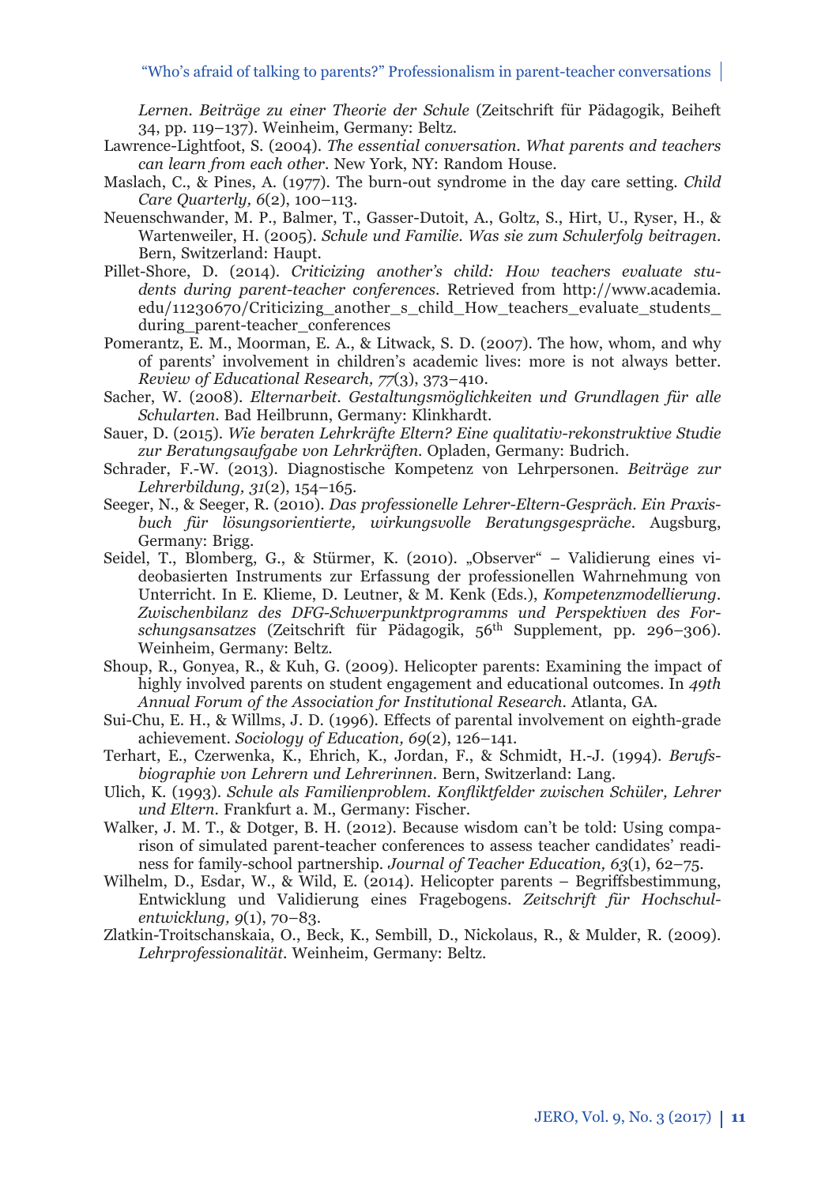*Lernen. Beiträge zu einer Theorie der Schule* (Zeitschrift für Pädagogik, Beiheft 34, pp. 119–137). Weinheim, Germany: Beltz.

Lawrence-Lightfoot, S. (2004). *The essential conversation. What parents and teachers can learn from each other*. New York, NY: Random House.

Maslach, C., & Pines, A. (1977). The burn-out syndrome in the day care setting. *Child Care Quarterly, 6*(2), 100–113.

Neuenschwander, M. P., Balmer, T., Gasser-Dutoit, A., Goltz, S., Hirt, U., Ryser, H., & Wartenweiler, H. (2005). *Schule und Familie. Was sie zum Schulerfolg beitragen*. Bern, Switzerland: Haupt.

Pillet-Shore, D. (2014). *Criticizing another's child: How teachers evaluate students during parent-teacher conferences*. Retrieved from http://www.academia.edu/11230670/Criticizing_another_s_child_How_teachers_evaluate_students_during_parent-teacher_conferences

Pomerantz, E. M., Moorman, E. A., & Litwack, S. D. (2007). The how, whom, and why of parents' involvement in children's academic lives: more is not always better. *Review of Educational Research, 77*(3), 373–410.

Sacher, W. (2008). *Elternarbeit. Gestaltungsmöglichkeiten und Grundlagen für alle Schularten*. Bad Heilbrunn, Germany: Klinkhardt.

Sauer, D. (2015). *Wie beraten Lehrkräfte Eltern? Eine qualitativ-rekonstruktive Studie zur Beratungsaufgabe von Lehrkräften*. Opladen, Germany: Budrich.

Schrader, F.-W. (2013). Diagnostische Kompetenz von Lehrpersonen. *Beiträge zur Lehrerbildung, 31*(2), 154–165.

Seeger, N., & Seeger, R. (2010). *Das professionelle Lehrer-Eltern-Gespräch. Ein Praxisbuch für lösungsorientierte, wirkungsvolle Beratungsgespräche*. Augsburg, Germany: Brigg.

Seidel, T., Blomberg, G., & Stürmer, K. (2010). „Observer" – Validierung eines videobasierten Instruments zur Erfassung der professionellen Wahrnehmung von Unterricht. In E. Klieme, D. Leutner, & M. Kenk (Eds.), *Kompetenzmodellierung. Zwischenbilanz des DFG-Schwerpunktprogramms und Perspektiven des Forschungsansatzes* (Zeitschrift für Pädagogik, 56th Supplement, pp. 296–306). Weinheim, Germany: Beltz.

Shoup, R., Gonyea, R., & Kuh, G. (2009). Helicopter parents: Examining the impact of highly involved parents on student engagement and educational outcomes. In *49th Annual Forum of the Association for Institutional Research*. Atlanta, GA.

Sui-Chu, E. H., & Willms, J. D. (1996). Effects of parental involvement on eighth-grade achievement. *Sociology of Education, 69*(2), 126–141.

Terhart, E., Czerwenka, K., Ehrich, K., Jordan, F., & Schmidt, H.-J. (1994). *Berufsbiographie von Lehrern und Lehrerinnen*. Bern, Switzerland: Lang.

Ulich, K. (1993). *Schule als Familienproblem. Konfliktfelder zwischen Schüler, Lehrer und Eltern*. Frankfurt a. M., Germany: Fischer.

Walker, J. M. T., & Dotger, B. H. (2012). Because wisdom can't be told: Using comparison of simulated parent-teacher conferences to assess teacher candidates' readiness for family-school partnership. *Journal of Teacher Education, 63*(1), 62–75.

Wilhelm, D., Esdar, W., & Wild, E. (2014). Helicopter parents – Begriffsbestimmung, Entwicklung und Validierung eines Fragebogens. *Zeitschrift für Hochschulentwicklung, 9*(1), 70–83.

Zlatkin-Troitschanskaia, O., Beck, K., Sembill, D., Nickolaus, R., & Mulder, R. (2009). *Lehrprofessionalität*. Weinheim, Germany: Beltz.